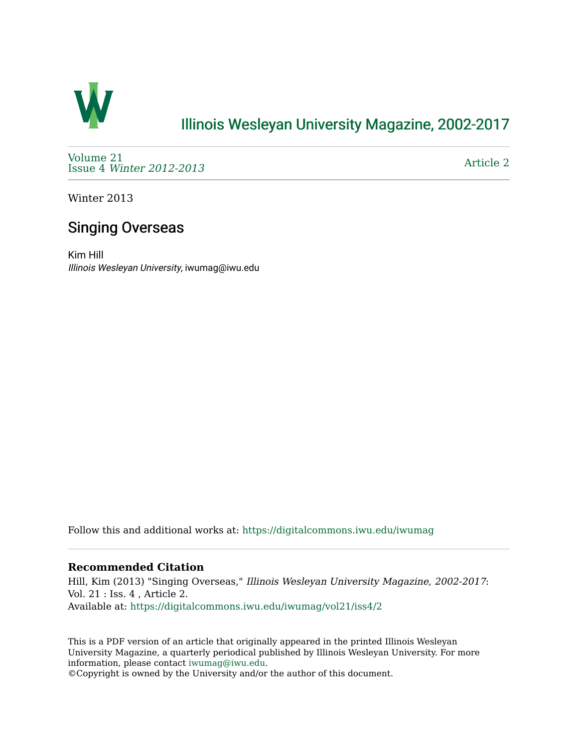# Illinois Wesleyan University Magazine, 2002-2017

Volume 21
Issue 4 *Winter 2012-2013*

Article 2

Winter 2013

## Singing Overseas

Kim Hill
*Illinois Wesleyan University*, iwumag@iwu.edu

Follow this and additional works at: https://digitalcommons.iwu.edu/iwumag

**Recommended Citation**

Hill, Kim (2013) "Singing Overseas," *Illinois Wesleyan University Magazine, 2002-2017*: Vol. 21 : Iss. 4 , Article 2.
Available at: https://digitalcommons.iwu.edu/iwumag/vol21/iss4/2

This is a PDF version of an article that originally appeared in the printed Illinois Wesleyan University Magazine, a quarterly periodical published by Illinois Wesleyan University. For more information, please contact iwumag@iwu.edu.
©Copyright is owned by the University and/or the author of this document.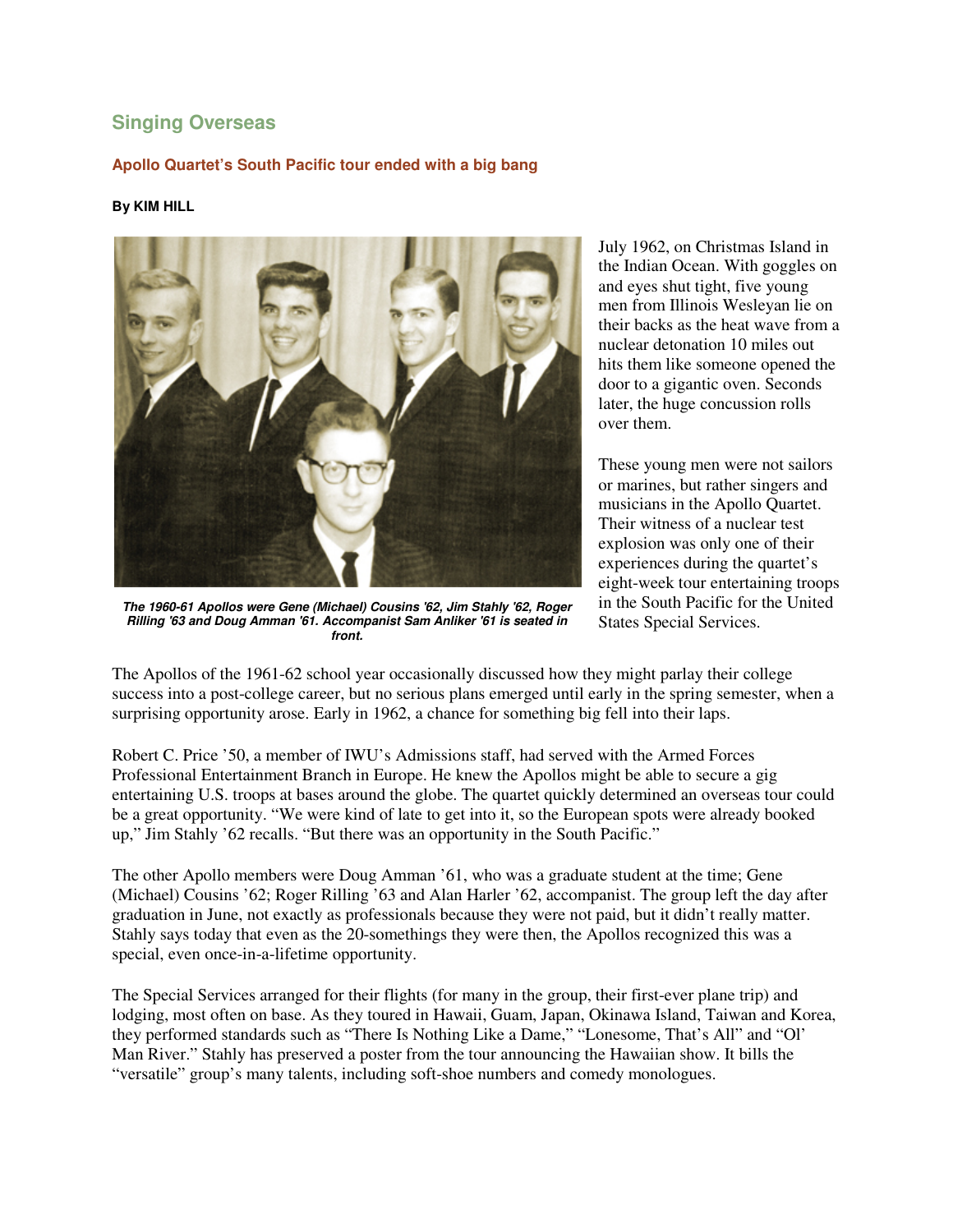## Singing Overseas

### Apollo Quartet's South Pacific tour ended with a big bang

**By KIM HILL**

***The 1960-61 Apollos were Gene (Michael) Cousins '62, Jim Stahly '62, Roger Rilling '63 and Doug Amman '61. Accompanist Sam Anliker '61 is seated in front.***

July 1962, on Christmas Island in the Indian Ocean. With goggles on and eyes shut tight, five young men from Illinois Wesleyan lie on their backs as the heat wave from a nuclear detonation 10 miles out hits them like someone opened the door to a gigantic oven. Seconds later, the huge concussion rolls over them.

These young men were not sailors or marines, but rather singers and musicians in the Apollo Quartet. Their witness of a nuclear test explosion was only one of their experiences during the quartet's eight-week tour entertaining troops in the South Pacific for the United States Special Services.

The Apollos of the 1961-62 school year occasionally discussed how they might parlay their college success into a post-college career, but no serious plans emerged until early in the spring semester, when a surprising opportunity arose. Early in 1962, a chance for something big fell into their laps.

Robert C. Price '50, a member of IWU's Admissions staff, had served with the Armed Forces Professional Entertainment Branch in Europe. He knew the Apollos might be able to secure a gig entertaining U.S. troops at bases around the globe. The quartet quickly determined an overseas tour could be a great opportunity. "We were kind of late to get into it, so the European spots were already booked up," Jim Stahly '62 recalls. "But there was an opportunity in the South Pacific."

The other Apollo members were Doug Amman '61, who was a graduate student at the time; Gene (Michael) Cousins '62; Roger Rilling '63 and Alan Harler '62, accompanist. The group left the day after graduation in June, not exactly as professionals because they were not paid, but it didn't really matter. Stahly says today that even as the 20-somethings they were then, the Apollos recognized this was a special, even once-in-a-lifetime opportunity.

The Special Services arranged for their flights (for many in the group, their first-ever plane trip) and lodging, most often on base. As they toured in Hawaii, Guam, Japan, Okinawa Island, Taiwan and Korea, they performed standards such as "There Is Nothing Like a Dame," "Lonesome, That's All" and "Ol' Man River." Stahly has preserved a poster from the tour announcing the Hawaiian show. It bills the "versatile" group's many talents, including soft-shoe numbers and comedy monologues.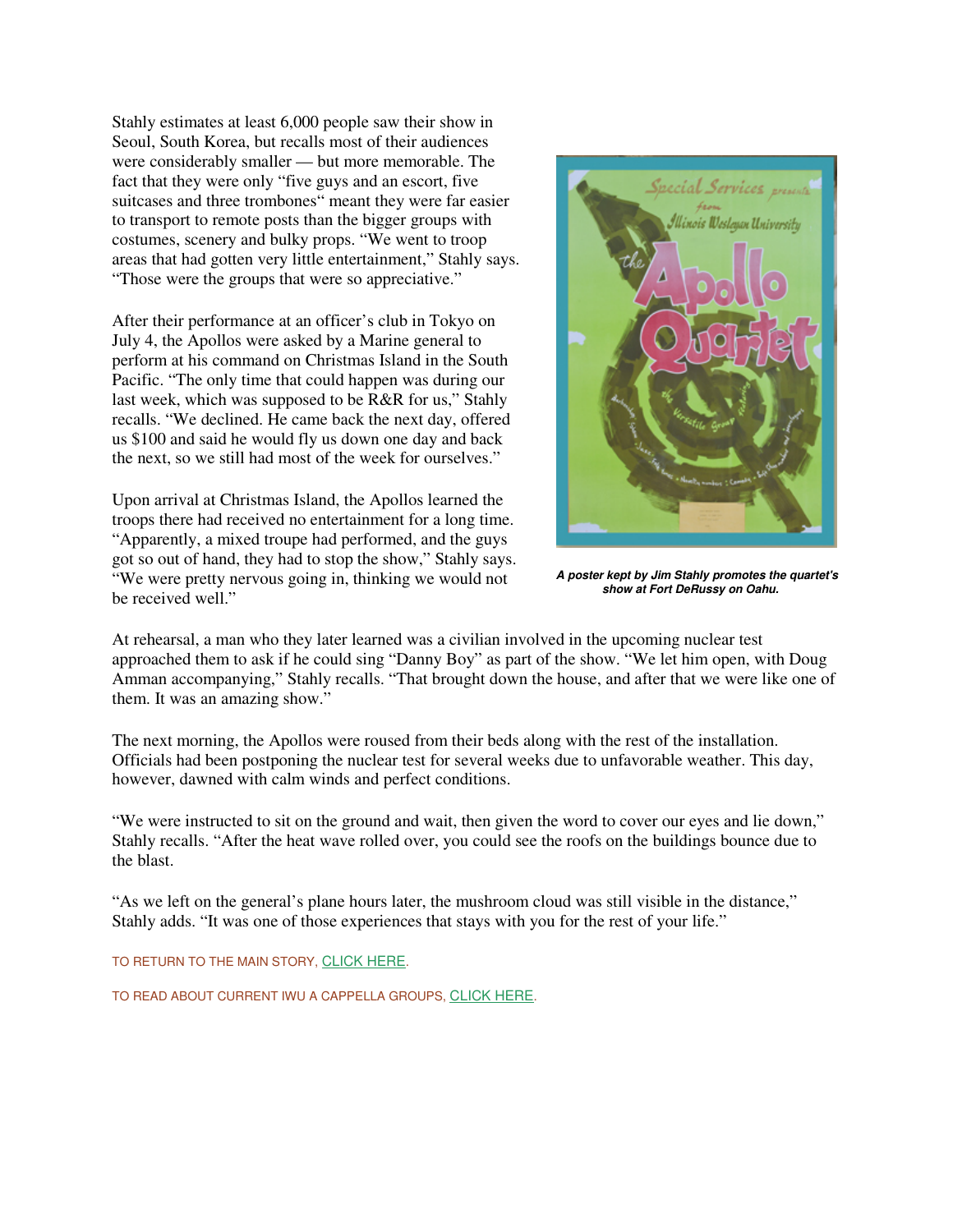Stahly estimates at least 6,000 people saw their show in Seoul, South Korea, but recalls most of their audiences were considerably smaller — but more memorable. The fact that they were only "five guys and an escort, five suitcases and three trombones" meant they were far easier to transport to remote posts than the bigger groups with costumes, scenery and bulky props. "We went to troop areas that had gotten very little entertainment," Stahly says. "Those were the groups that were so appreciative."

After their performance at an officer's club in Tokyo on July 4, the Apollos were asked by a Marine general to perform at his command on Christmas Island in the South Pacific. "The only time that could happen was during our last week, which was supposed to be R&R for us," Stahly recalls. "We declined. He came back the next day, offered us $100 and said he would fly us down one day and back the next, so we still had most of the week for ourselves."

Upon arrival at Christmas Island, the Apollos learned the troops there had received no entertainment for a long time. "Apparently, a mixed troupe had performed, and the guys got so out of hand, they had to stop the show," Stahly says. "We were pretty nervous going in, thinking we would not be received well."

***A poster kept by Jim Stahly promotes the quartet's show at Fort DeRussy on Oahu.***

At rehearsal, a man who they later learned was a civilian involved in the upcoming nuclear test approached them to ask if he could sing "Danny Boy" as part of the show. "We let him open, with Doug Amman accompanying," Stahly recalls. "That brought down the house, and after that we were like one of them. It was an amazing show."

The next morning, the Apollos were roused from their beds along with the rest of the installation. Officials had been postponing the nuclear test for several weeks due to unfavorable weather. This day, however, dawned with calm winds and perfect conditions.

"We were instructed to sit on the ground and wait, then given the word to cover our eyes and lie down," Stahly recalls. "After the heat wave rolled over, you could see the roofs on the buildings bounce due to the blast.

"As we left on the general's plane hours later, the mushroom cloud was still visible in the distance," Stahly adds. "It was one of those experiences that stays with you for the rest of your life."

TO RETURN TO THE MAIN STORY, CLICK HERE.

TO READ ABOUT CURRENT IWU A CAPPELLA GROUPS, CLICK HERE.